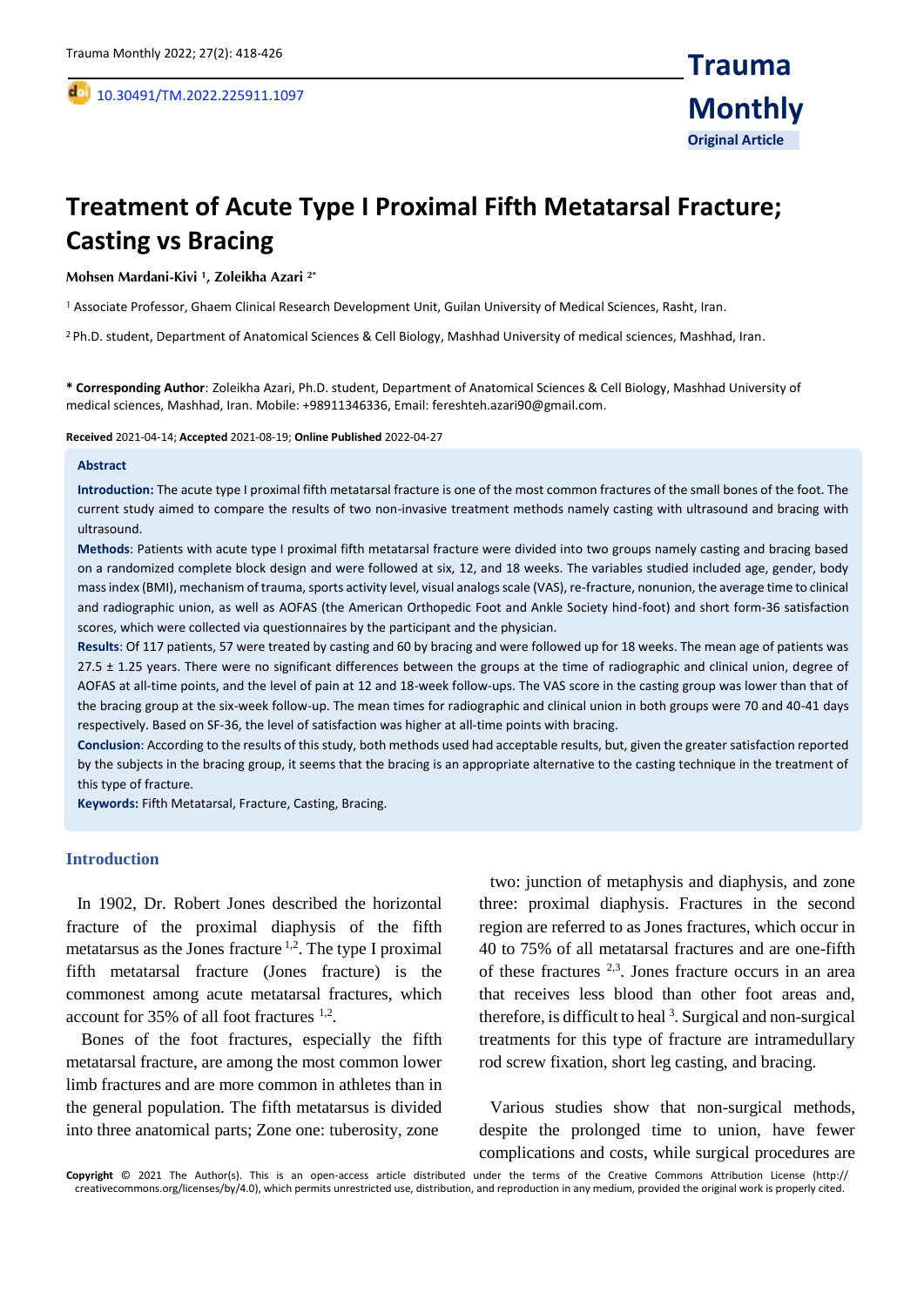Trauma Monthly

Original Article

10.30491/TM.2022.225911.1097

# Treatment of Acute Type I Proximal Fifth Metatarsal Fracture; Casting vs Bracing

**Mohsen Mardani-Kivi [1], Zoleikha Azari [2*]**

[1] Associate Professor, Ghaem Clinical Research Development Unit, Guilan University of Medical Sciences, Rasht, Iran.

[2] Ph.D. student, Department of Anatomical Sciences & Cell Biology, Mashhad University of medical sciences, Mashhad, Iran.

**\* Corresponding Author**: Zoleikha Azari, Ph.D. student, Department of Anatomical Sciences & Cell Biology, Mashhad University of medical sciences, Mashhad, Iran. Mobile: +98911346336, Email: fereshteh.azari90@gmail.com.

**Received** 2021-04-14; **Accepted** 2021-08-19; **Online Published** 2022-04-27

## Abstract

**Introduction:** The acute type I proximal fifth metatarsal fracture is one of the most common fractures of the small bones of the foot. The current study aimed to compare the results of two non-invasive treatment methods namely casting with ultrasound and bracing with ultrasound.

**Methods**: Patients with acute type I proximal fifth metatarsal fracture were divided into two groups namely casting and bracing based on a randomized complete block design and were followed at six, 12, and 18 weeks. The variables studied included age, gender, body mass index (BMI), mechanism of trauma, sports activity level, visual analogs scale (VAS), re-fracture, nonunion, the average time to clinical and radiographic union, as well as AOFAS (the American Orthopedic Foot and Ankle Society hind-foot) and short form-36 satisfaction scores, which were collected via questionnaires by the participant and the physician.

**Results**: Of 117 patients, 57 were treated by casting and 60 by bracing and were followed up for 18 weeks. The mean age of patients was 27.5 ± 1.25 years. There were no significant differences between the groups at the time of radiographic and clinical union, degree of AOFAS at all-time points, and the level of pain at 12 and 18-week follow-ups. The VAS score in the casting group was lower than that of the bracing group at the six-week follow-up. The mean times for radiographic and clinical union in both groups were 70 and 40-41 days respectively. Based on SF-36, the level of satisfaction was higher at all-time points with bracing.

**Conclusion**: According to the results of this study, both methods used had acceptable results, but, given the greater satisfaction reported by the subjects in the bracing group, it seems that the bracing is an appropriate alternative to the casting technique in the treatment of this type of fracture.

**Keywords:** Fifth Metatarsal, Fracture, Casting, Bracing.

## Introduction

In 1902, Dr. Robert Jones described the horizontal fracture of the proximal diaphysis of the fifth metatarsus as the Jones fracture [1,2]. The type I proximal fifth metatarsal fracture (Jones fracture) is the commonest among acute metatarsal fractures, which account for 35% of all foot fractures [1,2].

Bones of the foot fractures, especially the fifth metatarsal fracture, are among the most common lower limb fractures and are more common in athletes than in the general population. The fifth metatarsus is divided into three anatomical parts; Zone one: tuberosity, zone two: junction of metaphysis and diaphysis, and zone three: proximal diaphysis. Fractures in the second region are referred to as Jones fractures, which occur in 40 to 75% of all metatarsal fractures and are one-fifth of these fractures [2,3]. Jones fracture occurs in an area that receives less blood than other foot areas and, therefore, is difficult to heal [3]. Surgical and non-surgical treatments for this type of fracture are intramedullary rod screw fixation, short leg casting, and bracing.

Various studies show that non-surgical methods, despite the prolonged time to union, have fewer complications and costs, while surgical procedures are

**Copyright** © 2021 The Author(s). This is an open-access article distributed under the terms of the Creative Commons Attribution License (http://creativecommons.org/licenses/by/4.0), which permits unrestricted use, distribution, and reproduction in any medium, provided the original work is properly cited.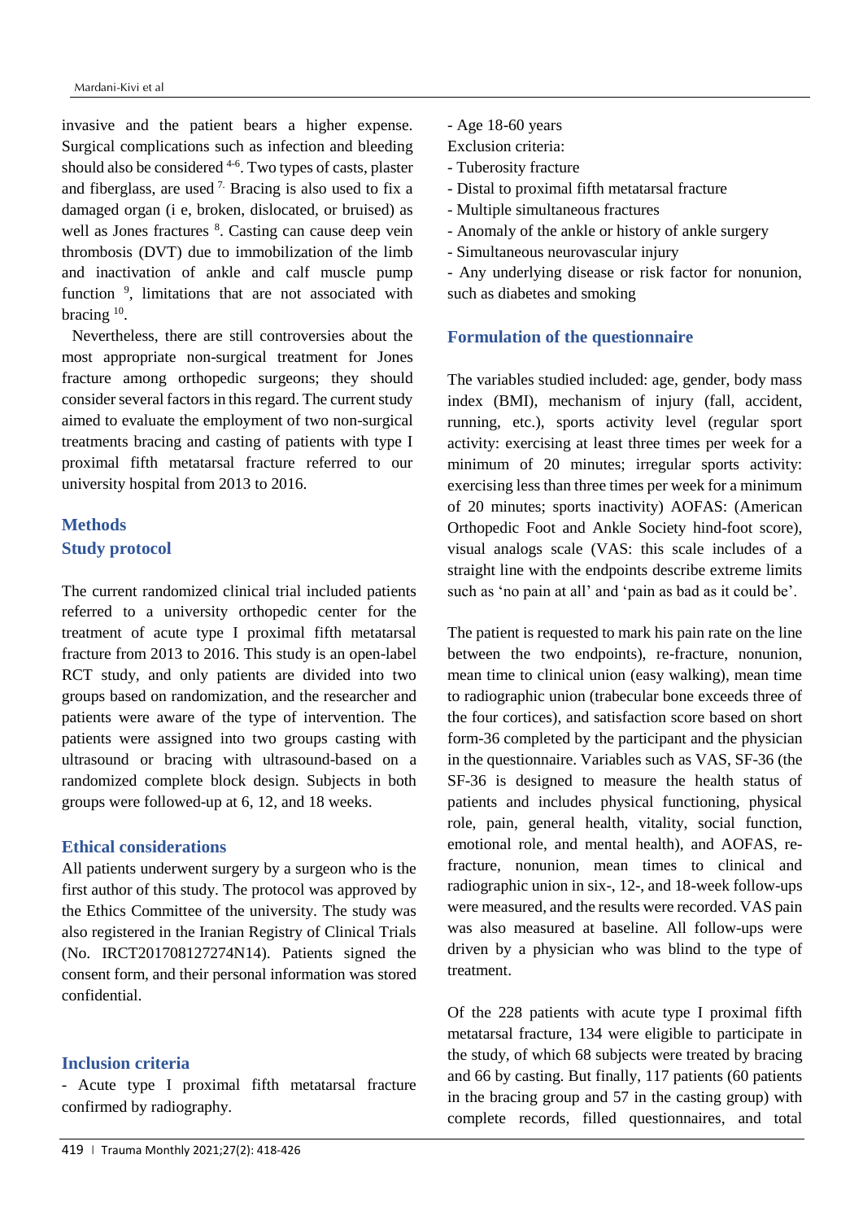invasive and the patient bears a higher expense. Surgical complications such as infection and bleeding should also be considered [4-6]. Two types of casts, plaster and fiberglass, are used [7]. Bracing is also used to fix a damaged organ (i e, broken, dislocated, or bruised) as well as Jones fractures [8]. Casting can cause deep vein thrombosis (DVT) due to immobilization of the limb and inactivation of ankle and calf muscle pump function [9], limitations that are not associated with bracing [10].

Nevertheless, there are still controversies about the most appropriate non-surgical treatment for Jones fracture among orthopedic surgeons; they should consider several factors in this regard. The current study aimed to evaluate the employment of two non-surgical treatments bracing and casting of patients with type I proximal fifth metatarsal fracture referred to our university hospital from 2013 to 2016.

## Methods

### Study protocol

The current randomized clinical trial included patients referred to a university orthopedic center for the treatment of acute type I proximal fifth metatarsal fracture from 2013 to 2016. This study is an open-label RCT study, and only patients are divided into two groups based on randomization, and the researcher and patients were aware of the type of intervention. The patients were assigned into two groups casting with ultrasound or bracing with ultrasound-based on a randomized complete block design. Subjects in both groups were followed-up at 6, 12, and 18 weeks.

### Ethical considerations

All patients underwent surgery by a surgeon who is the first author of this study. The protocol was approved by the Ethics Committee of the university. The study was also registered in the Iranian Registry of Clinical Trials (No. IRCT201708127274N14). Patients signed the consent form, and their personal information was stored confidential.

### Inclusion criteria

- Acute type I proximal fifth metatarsal fracture confirmed by radiography.
- Age 18-60 years

Exclusion criteria:

- Tuberosity fracture
- Distal to proximal fifth metatarsal fracture
- Multiple simultaneous fractures
- Anomaly of the ankle or history of ankle surgery
- Simultaneous neurovascular injury
- Any underlying disease or risk factor for nonunion, such as diabetes and smoking

### Formulation of the questionnaire

The variables studied included: age, gender, body mass index (BMI), mechanism of injury (fall, accident, running, etc.), sports activity level (regular sport activity: exercising at least three times per week for a minimum of 20 minutes; irregular sports activity: exercising less than three times per week for a minimum of 20 minutes; sports inactivity) AOFAS: (American Orthopedic Foot and Ankle Society hind-foot score), visual analogs scale (VAS: this scale includes of a straight line with the endpoints describe extreme limits such as 'no pain at all' and 'pain as bad as it could be'.

The patient is requested to mark his pain rate on the line between the two endpoints), re-fracture, nonunion, mean time to clinical union (easy walking), mean time to radiographic union (trabecular bone exceeds three of the four cortices), and satisfaction score based on short form-36 completed by the participant and the physician in the questionnaire. Variables such as VAS, SF-36 (the SF-36 is designed to measure the health status of patients and includes physical functioning, physical role, pain, general health, vitality, social function, emotional role, and mental health), and AOFAS, re-fracture, nonunion, mean times to clinical and radiographic union in six-, 12-, and 18-week follow-ups were measured, and the results were recorded. VAS pain was also measured at baseline. All follow-ups were driven by a physician who was blind to the type of treatment.

Of the 228 patients with acute type I proximal fifth metatarsal fracture, 134 were eligible to participate in the study, of which 68 subjects were treated by bracing and 66 by casting. But finally, 117 patients (60 patients in the bracing group and 57 in the casting group) with complete records, filled questionnaires, and total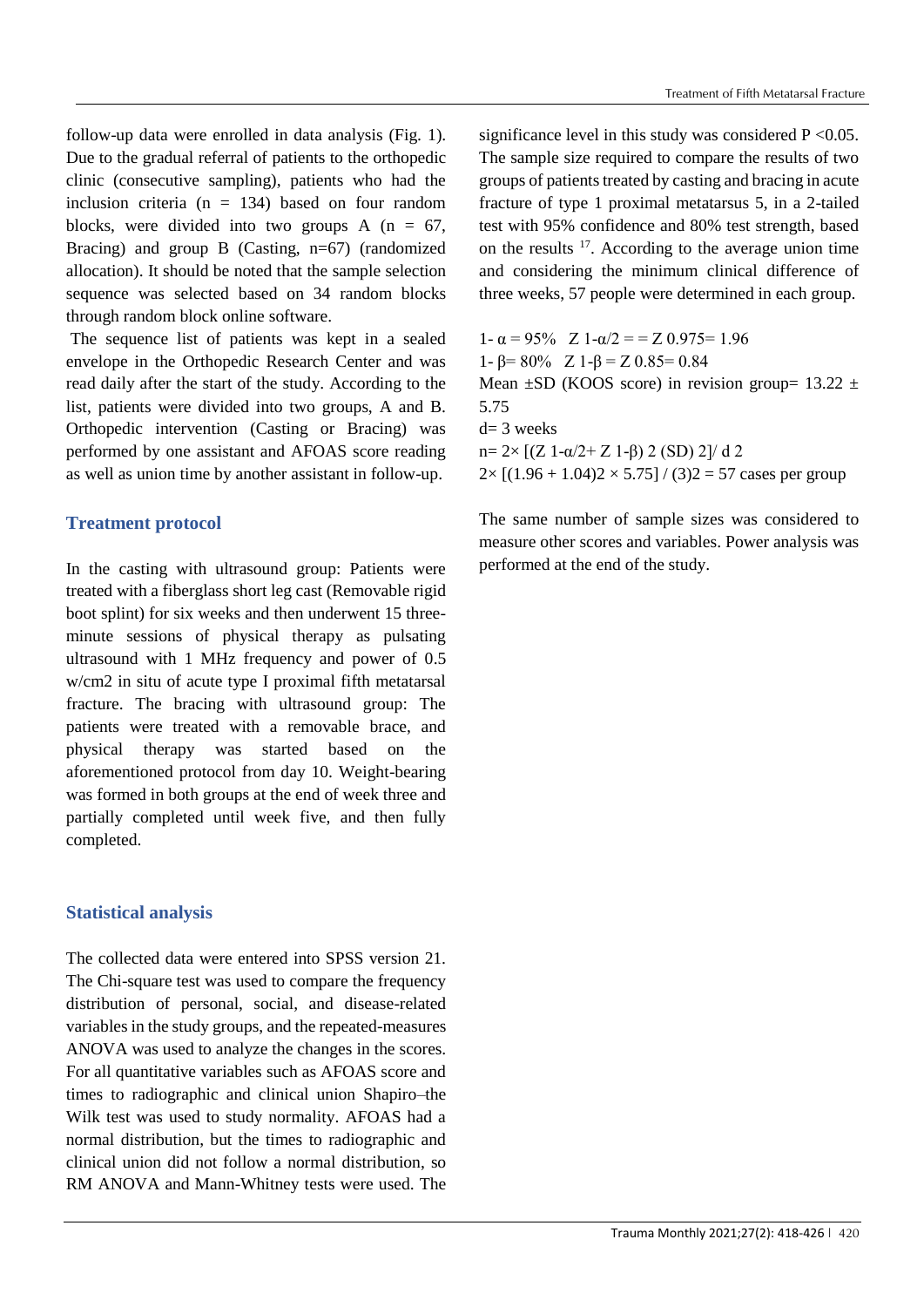follow-up data were enrolled in data analysis (Fig. 1). Due to the gradual referral of patients to the orthopedic clinic (consecutive sampling), patients who had the inclusion criteria (n = 134) based on four random blocks, were divided into two groups A (n = 67, Bracing) and group B (Casting, n=67) (randomized allocation). It should be noted that the sample selection sequence was selected based on 34 random blocks through random block online software.

The sequence list of patients was kept in a sealed envelope in the Orthopedic Research Center and was read daily after the start of the study. According to the list, patients were divided into two groups, A and B. Orthopedic intervention (Casting or Bracing) was performed by one assistant and AFOAS score reading as well as union time by another assistant in follow-up.

## Treatment protocol

In the casting with ultrasound group: Patients were treated with a fiberglass short leg cast (Removable rigid boot splint) for six weeks and then underwent 15 three-minute sessions of physical therapy as pulsating ultrasound with 1 MHz frequency and power of 0.5 w/cm2 in situ of acute type I proximal fifth metatarsal fracture. The bracing with ultrasound group: The patients were treated with a removable brace, and physical therapy was started based on the aforementioned protocol from day 10. Weight-bearing was formed in both groups at the end of week three and partially completed until week five, and then fully completed.

## Statistical analysis

The collected data were entered into SPSS version 21. The Chi-square test was used to compare the frequency distribution of personal, social, and disease-related variables in the study groups, and the repeated-measures ANOVA was used to analyze the changes in the scores. For all quantitative variables such as AFOAS score and times to radiographic and clinical union Shapiro–the Wilk test was used to study normality. AFOAS had a normal distribution, but the times to radiographic and clinical union did not follow a normal distribution, so RM ANOVA and Mann-Whitney tests were used. The significance level in this study was considered $P < 0.05$. The sample size required to compare the results of two groups of patients treated by casting and bracing in acute fracture of type 1 proximal metatarsus 5, in a 2-tailed test with 95% confidence and 80% test strength, based on the results [17]. According to the average union time and considering the minimum clinical difference of three weeks, 57 people were determined in each group.

$1-\alpha = 95\%$ $Z_{1-\alpha/2} = = Z_{0.975} = 1.96$

$1-\beta = 80\%$ $Z_{1-\beta} = Z_{0.85} = 0.84$

Mean ±SD (KOOS score) in revision group= 13.22 ± 5.75

d= 3 weeks

$n = 2 \times [(Z_{1-\alpha/2} + Z_{1-\beta})^2 (SD)^2] / d^2$

$2 \times [(1.96 + 1.04)^2 \times 5.75] / (3)^2 = 57$ cases per group

The same number of sample sizes was considered to measure other scores and variables. Power analysis was performed at the end of the study.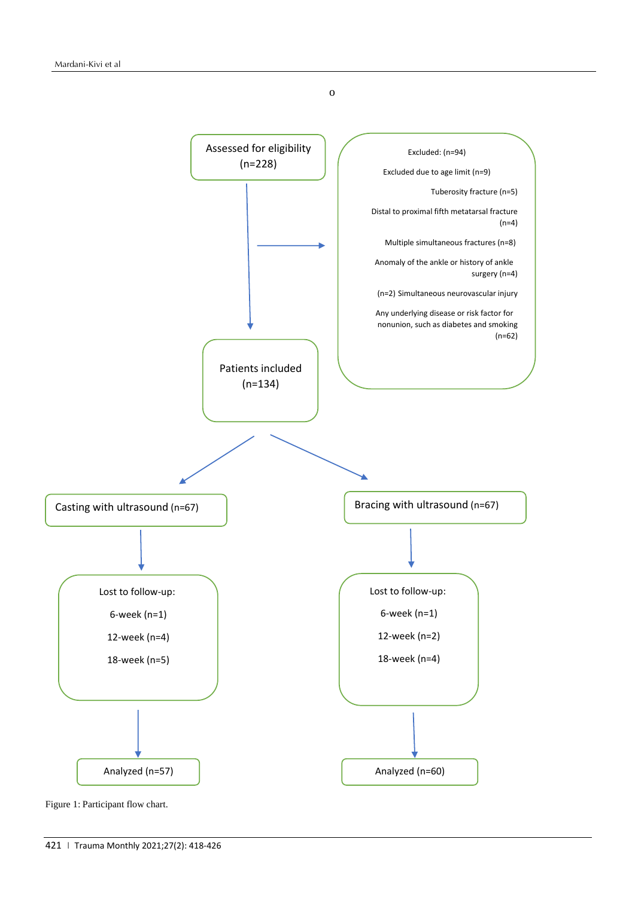o

Assessed for eligibility (n=228)

Excluded: (n=94)

Excluded due to age limit (n=9)

Tuberosity fracture (n=5)

Distal to proximal fifth metatarsal fracture (n=4)

Multiple simultaneous fractures (n=8)

Anomaly of the ankle or history of ankle surgery (n=4)

(n=2) Simultaneous neurovascular injury

Any underlying disease or risk factor for nonunion, such as diabetes and smoking (n=62)

Patients included (n=134)

Casting with ultrasound (n=67)

Bracing with ultrasound (n=67)

Lost to follow-up:

6-week (n=1)

12-week (n=4)

18-week (n=5)

Lost to follow-up:

6-week (n=1)

12-week (n=2)

18-week (n=4)

Analyzed (n=57)

Analyzed (n=60)

Figure 1: Participant flow chart.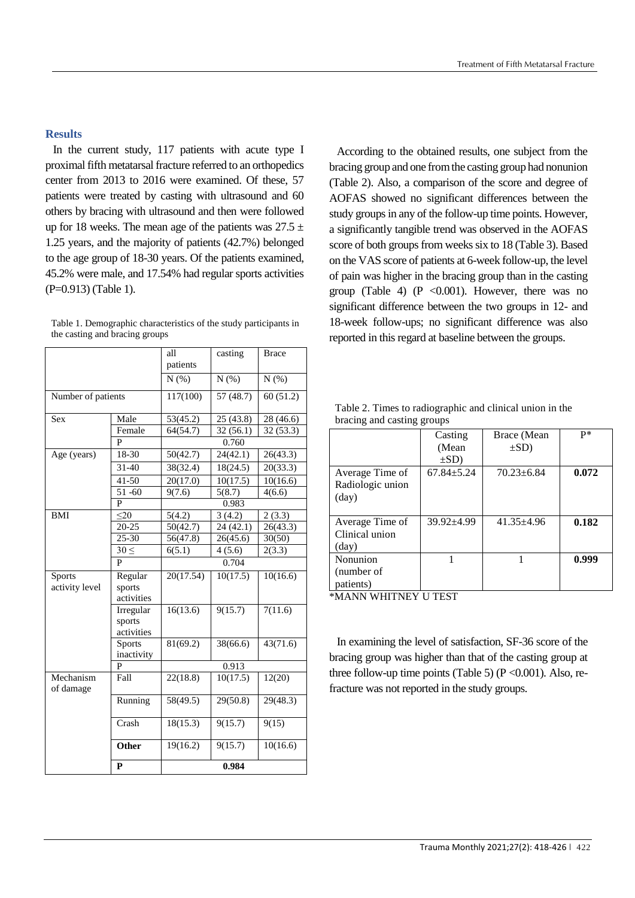## Results

In the current study, 117 patients with acute type I proximal fifth metatarsal fracture referred to an orthopedics center from 2013 to 2016 were examined. Of these, 57 patients were treated by casting with ultrasound and 60 others by bracing with ultrasound and then were followed up for 18 weeks. The mean age of the patients was 27.5 ± 1.25 years, and the majority of patients (42.7%) belonged to the age group of 18-30 years. Of the patients examined, 45.2% were male, and 17.54% had regular sports activities (P=0.913) (Table 1).

Table 1. Demographic characteristics of the study participants in the casting and bracing groups

| | | all patients | casting | Brace |
|---|---|---|---|---|
| | | N (%) | N (%) | N (%) |
| Number of patients | | 117(100) | 57 (48.7) | 60 (51.2) |
| Sex | Male | 53(45.2) | 25 (43.8) | 28 (46.6) |
| | Female | 64(54.7) | 32 (56.1) | 32 (53.3) |
| | P | | 0.760 | |
| Age (years) | 18-30 | 50(42.7) | 24(42.1) | 26(43.3) |
| | 31-40 | 38(32.4) | 18(24.5) | 20(33.3) |
| | 41-50 | 20(17.0) | 10(17.5) | 10(16.6) |
| | 51 -60 | 9(7.6) | 5(8.7) | 4(6.6) |
| | P | | 0.983 | |
| BMI | ≤20 | 5(4.2) | 3 (4.2) | 2 (3.3) |
| | 20-25 | 50(42.7) | 24 (42.1) | 26(43.3) |
| | 25-30 | 56(47.8) | 26(45.6) | 30(50) |
| | 30 ≤ | 6(5.1) | 4 (5.6) | 2(3.3) |
| | P | | 0.704 | |
| Sports activity level | Regular sports activities | 20(17.54) | 10(17.5) | 10(16.6) |
| | Irregular sports activities | 16(13.6) | 9(15.7) | 7(11.6) |
| | Sports inactivity | 81(69.2) | 38(66.6) | 43(71.6) |
| | P | | 0.913 | |
| Mechanism of damage | Fall | 22(18.8) | 10(17.5) | 12(20) |
| | Running | 58(49.5) | 29(50.8) | 29(48.3) |
| | Crash | 18(15.3) | 9(15.7) | 9(15) |
| | **Other** | 19(16.2) | 9(15.7) | 10(16.6) |
| | **P** | | **0.984** | |

According to the obtained results, one subject from the bracing group and one from the casting group had nonunion (Table 2). Also, a comparison of the score and degree of AOFAS showed no significant differences between the study groups in any of the follow-up time points. However, a significantly tangible trend was observed in the AOFAS score of both groups from weeks six to 18 (Table 3). Based on the VAS score of patients at 6-week follow-up, the level of pain was higher in the bracing group than in the casting group (Table 4) (P <0.001). However, there was no significant difference between the two groups in 12- and 18-week follow-ups; no significant difference was also reported in this regard at baseline between the groups.

Table 2. Times to radiographic and clinical union in the bracing and casting groups

| | Casting (Mean ±SD) | Brace (Mean ±SD) | P* |
|---|---|---|---|
| Average Time of Radiologic union (day) | 67.84±5.24 | 70.23±6.84 | **0.072** |
| Average Time of Clinical union (day) | 39.92±4.99 | 41.35±4.96 | **0.182** |
| Nonunion (number of patients) | 1 | 1 | **0.999** |

*MANN WHITNEY U TEST

In examining the level of satisfaction, SF-36 score of the bracing group was higher than that of the casting group at three follow-up time points (Table 5) (P <0.001). Also, re-fracture was not reported in the study groups.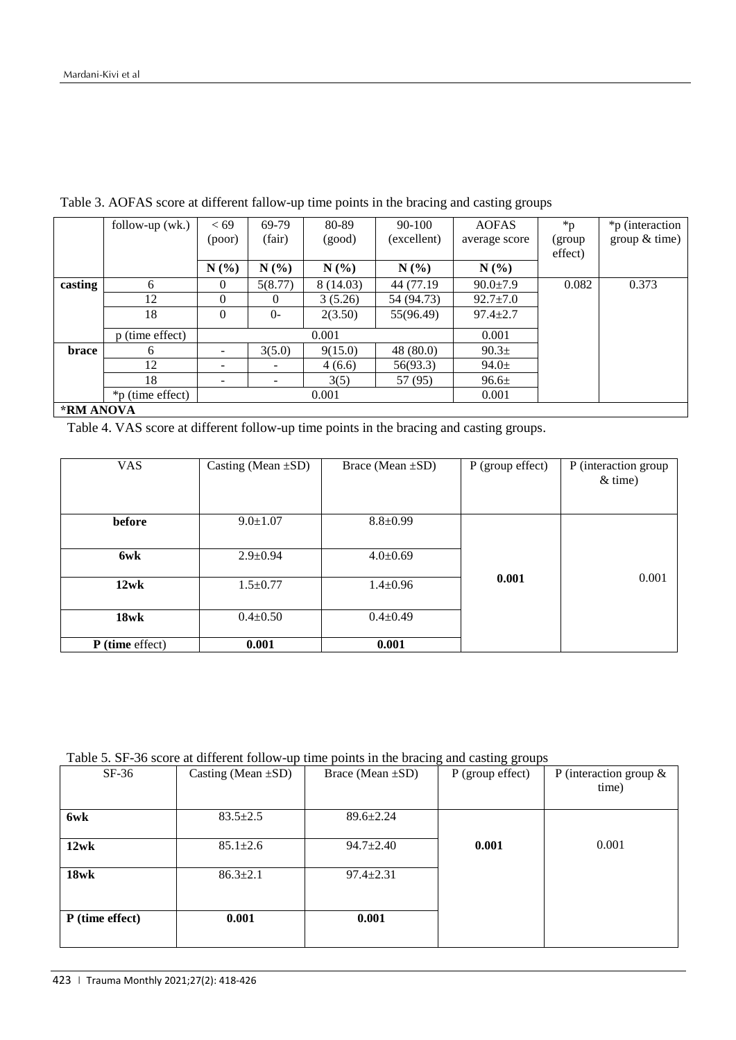Table 3. AOFAS score at different fallow-up time points in the bracing and casting groups

| | follow-up (wk.) | < 69 (poor) | 69-79 (fair) | 80-89 (good) | 90-100 (excellent) | AOFAS average score | *p (group effect) | *p (interaction group & time) |
|---|---|---|---|---|---|---|---|---|
| | | N (%) | N (%) | N (%) | N (%) | N (%) | | |
| casting | 6 | 0 | 5(8.77) | 8 (14.03) | 44 (77.19 | 90.0±7.9 | 0.082 | 0.373 |
| | 12 | 0 | 0 | 3 (5.26) | 54 (94.73) | 92.7±7.0 | | |
| | 18 | 0 | 0- | 2(3.50) | 55(96.49) | 97.4±2.7 | | |
| | p (time effect) | | | 0.001 | | 0.001 | | |
| brace | 6 | - | 3(5.0) | 9(15.0) | 48 (80.0) | 90.3± | | |
| | 12 | - | - | 4 (6.6) | 56(93.3) | 94.0± | | |
| | 18 | - | - | 3(5) | 57 (95) | 96.6± | | |
| | *p (time effect) | | | 0.001 | | 0.001 | | |

**\*RM ANOVA**

Table 4. VAS score at different follow-up time points in the bracing and casting groups.

| VAS | Casting (Mean ±SD) | Brace (Mean ±SD) | P (group effect) | P (interaction group & time) |
|---|---|---|---|---|
| **before** | 9.0±1.07 | 8.8±0.99 | | |
| **6wk** | 2.9±0.94 | 4.0±0.69 | | |
| **12wk** | 1.5±0.77 | 1.4±0.96 | **0.001** | 0.001 |
| **18wk** | 0.4±0.50 | 0.4±0.49 | | |
| **P (time** effect) | **0.001** | **0.001** | | |

Table 5. SF-36 score at different follow-up time points in the bracing and casting groups

| SF-36 | Casting (Mean ±SD) | Brace (Mean ±SD) | P (group effect) | P (interaction group & time) |
|---|---|---|---|---|
| **6wk** | 83.5±2.5 | 89.6±2.24 | | |
| **12wk** | 85.1±2.6 | 94.7±2.40 | **0.001** | 0.001 |
| **18wk** | 86.3±2.1 | 97.4±2.31 | | |
| **P (time effect)** | **0.001** | **0.001** | | |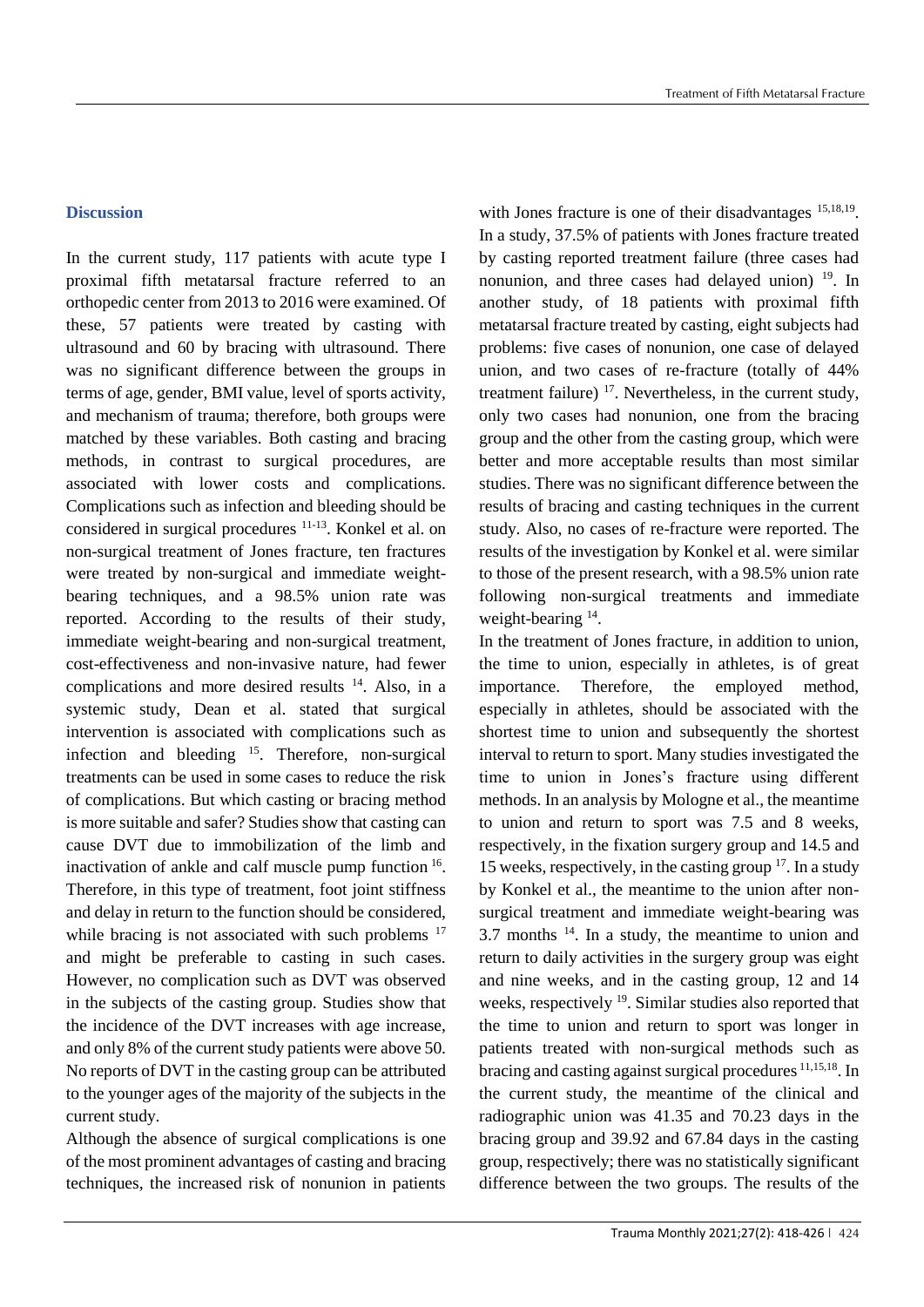## Discussion

In the current study, 117 patients with acute type I proximal fifth metatarsal fracture referred to an orthopedic center from 2013 to 2016 were examined. Of these, 57 patients were treated by casting with ultrasound and 60 by bracing with ultrasound. There was no significant difference between the groups in terms of age, gender, BMI value, level of sports activity, and mechanism of trauma; therefore, both groups were matched by these variables. Both casting and bracing methods, in contrast to surgical procedures, are associated with lower costs and complications. Complications such as infection and bleeding should be considered in surgical procedures [11-13]. Konkel et al. on non-surgical treatment of Jones fracture, ten fractures were treated by non-surgical and immediate weight-bearing techniques, and a 98.5% union rate was reported. According to the results of their study, immediate weight-bearing and non-surgical treatment, cost-effectiveness and non-invasive nature, had fewer complications and more desired results [14]. Also, in a systemic study, Dean et al. stated that surgical intervention is associated with complications such as infection and bleeding [15]. Therefore, non-surgical treatments can be used in some cases to reduce the risk of complications. But which casting or bracing method is more suitable and safer? Studies show that casting can cause DVT due to immobilization of the limb and inactivation of ankle and calf muscle pump function [16]. Therefore, in this type of treatment, foot joint stiffness and delay in return to the function should be considered, while bracing is not associated with such problems [17] and might be preferable to casting in such cases. However, no complication such as DVT was observed in the subjects of the casting group. Studies show that the incidence of the DVT increases with age increase, and only 8% of the current study patients were above 50. No reports of DVT in the casting group can be attributed to the younger ages of the majority of the subjects in the current study.

Although the absence of surgical complications is one of the most prominent advantages of casting and bracing techniques, the increased risk of nonunion in patients with Jones fracture is one of their disadvantages [15,18,19]. In a study, 37.5% of patients with Jones fracture treated by casting reported treatment failure (three cases had nonunion, and three cases had delayed union) [19]. In another study, of 18 patients with proximal fifth metatarsal fracture treated by casting, eight subjects had problems: five cases of nonunion, one case of delayed union, and two cases of re-fracture (totally of 44% treatment failure) [17]. Nevertheless, in the current study, only two cases had nonunion, one from the bracing group and the other from the casting group, which were better and more acceptable results than most similar studies. There was no significant difference between the results of bracing and casting techniques in the current study. Also, no cases of re-fracture were reported. The results of the investigation by Konkel et al. were similar to those of the present research, with a 98.5% union rate following non-surgical treatments and immediate weight-bearing [14].

In the treatment of Jones fracture, in addition to union, the time to union, especially in athletes, is of great importance. Therefore, the employed method, especially in athletes, should be associated with the shortest time to union and subsequently the shortest interval to return to sport. Many studies investigated the time to union in Jones's fracture using different methods. In an analysis by Mologne et al., the meantime to union and return to sport was 7.5 and 8 weeks, respectively, in the fixation surgery group and 14.5 and 15 weeks, respectively, in the casting group [17]. In a study by Konkel et al., the meantime to the union after non-surgical treatment and immediate weight-bearing was 3.7 months [14]. In a study, the meantime to union and return to daily activities in the surgery group was eight and nine weeks, and in the casting group, 12 and 14 weeks, respectively [19]. Similar studies also reported that the time to union and return to sport was longer in patients treated with non-surgical methods such as bracing and casting against surgical procedures [11,15,18]. In the current study, the meantime of the clinical and radiographic union was 41.35 and 70.23 days in the bracing group and 39.92 and 67.84 days in the casting group, respectively; there was no statistically significant difference between the two groups. The results of the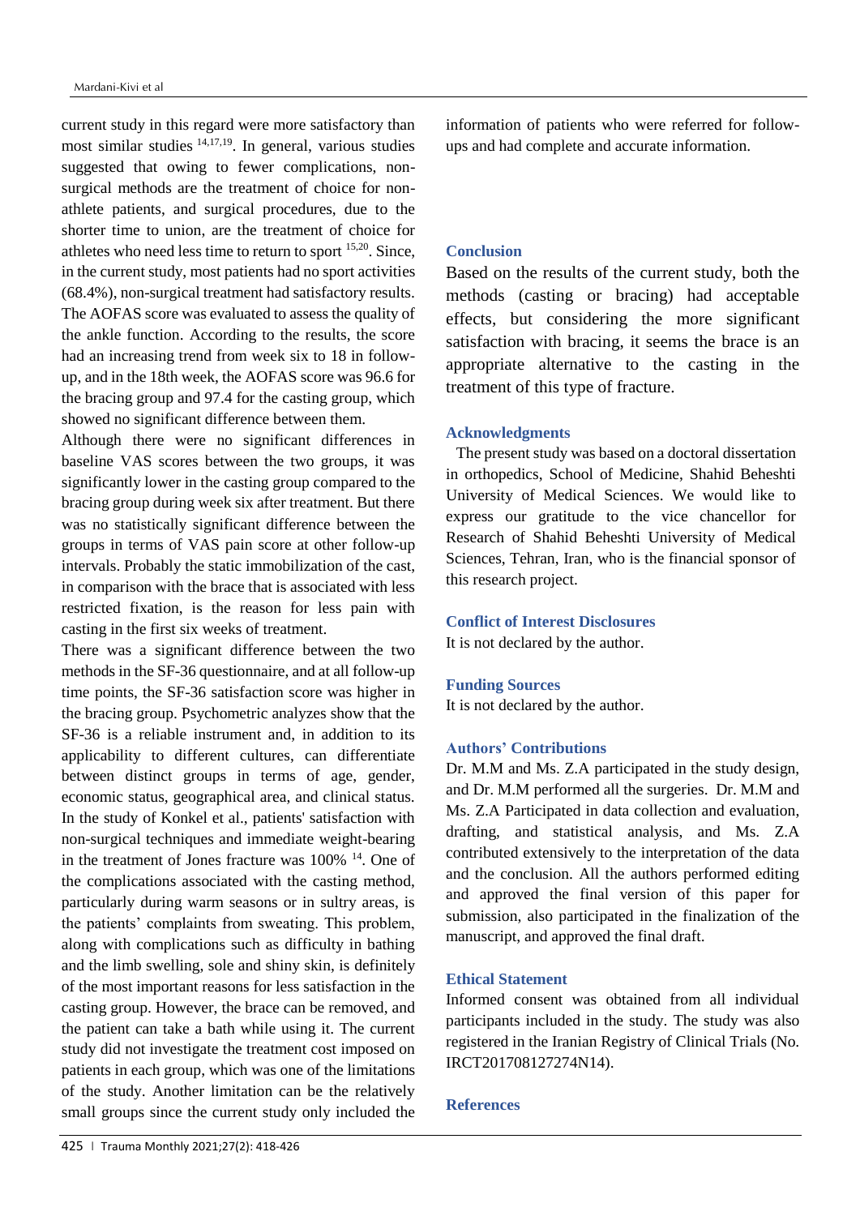current study in this regard were more satisfactory than most similar studies [14,17,19]. In general, various studies suggested that owing to fewer complications, non-surgical methods are the treatment of choice for non-athlete patients, and surgical procedures, due to the shorter time to union, are the treatment of choice for athletes who need less time to return to sport [15,20]. Since, in the current study, most patients had no sport activities (68.4%), non-surgical treatment had satisfactory results. The AOFAS score was evaluated to assess the quality of the ankle function. According to the results, the score had an increasing trend from week six to 18 in follow-up, and in the 18th week, the AOFAS score was 96.6 for the bracing group and 97.4 for the casting group, which showed no significant difference between them.

Although there were no significant differences in baseline VAS scores between the two groups, it was significantly lower in the casting group compared to the bracing group during week six after treatment. But there was no statistically significant difference between the groups in terms of VAS pain score at other follow-up intervals. Probably the static immobilization of the cast, in comparison with the brace that is associated with less restricted fixation, is the reason for less pain with casting in the first six weeks of treatment.

There was a significant difference between the two methods in the SF-36 questionnaire, and at all follow-up time points, the SF-36 satisfaction score was higher in the bracing group. Psychometric analyzes show that the SF-36 is a reliable instrument and, in addition to its applicability to different cultures, can differentiate between distinct groups in terms of age, gender, economic status, geographical area, and clinical status. In the study of Konkel et al., patients' satisfaction with non-surgical techniques and immediate weight-bearing in the treatment of Jones fracture was 100% [14]. One of the complications associated with the casting method, particularly during warm seasons or in sultry areas, is the patients' complaints from sweating. This problem, along with complications such as difficulty in bathing and the limb swelling, sole and shiny skin, is definitely of the most important reasons for less satisfaction in the casting group. However, the brace can be removed, and the patient can take a bath while using it. The current study did not investigate the treatment cost imposed on patients in each group, which was one of the limitations of the study. Another limitation can be the relatively small groups since the current study only included the information of patients who were referred for follow-ups and had complete and accurate information.

## Conclusion

Based on the results of the current study, both the methods (casting or bracing) had acceptable effects, but considering the more significant satisfaction with bracing, it seems the brace is an appropriate alternative to the casting in the treatment of this type of fracture.

## Acknowledgments

The present study was based on a doctoral dissertation in orthopedics, School of Medicine, Shahid Beheshti University of Medical Sciences. We would like to express our gratitude to the vice chancellor for Research of Shahid Beheshti University of Medical Sciences, Tehran, Iran, who is the financial sponsor of this research project.

## Conflict of Interest Disclosures

It is not declared by the author.

## Funding Sources

It is not declared by the author.

## Authors' Contributions

Dr. M.M and Ms. Z.A participated in the study design, and Dr. M.M performed all the surgeries. Dr. M.M and Ms. Z.A Participated in data collection and evaluation, drafting, and statistical analysis, and Ms. Z.A contributed extensively to the interpretation of the data and the conclusion. All the authors performed editing and approved the final version of this paper for submission, also participated in the finalization of the manuscript, and approved the final draft.

## Ethical Statement

Informed consent was obtained from all individual participants included in the study. The study was also registered in the Iranian Registry of Clinical Trials (No. IRCT201708127274N14).

## References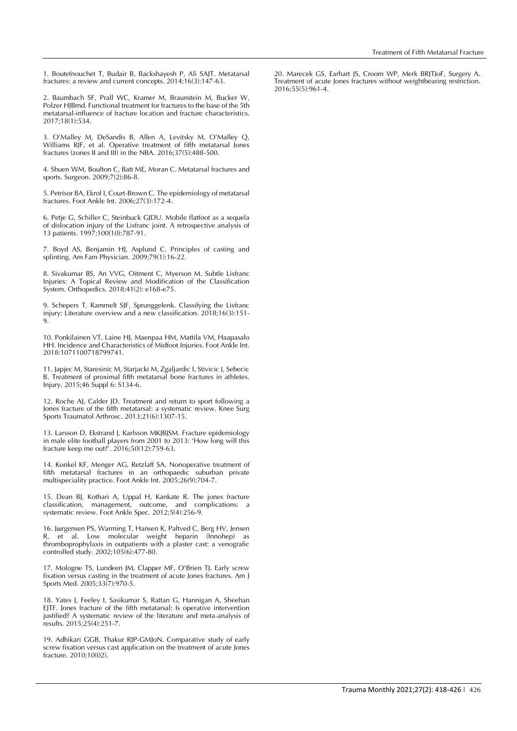1. Boutefnouchet T, Budair B, Backshayesh P, Ali SAJT. Metatarsal fractures: a review and current concepts. 2014;16(3):147-63.

2. Baumbach SF, Prall WC, Kramer M, Braunstein M, Bucker W, Polzer HJBmd. Functional treatment for fractures to the base of the 5th metatarsal-influence of fracture location and fracture characteristics. 2017;18(1):534.

3. O'Malley M, DeSandis B, Allen A, Levitsky M, O'Malley Q, Williams RJF, et al. Operative treatment of fifth metatarsal Jones fractures (zones II and III) in the NBA. 2016;37(5):488-500.

4. Shuen WM, Boulton C, Batt ME, Moran C. Metatarsal fractures and sports. Surgeon. 2009;7(2):86-8.

5. Petrisor BA, Ekrol I, Court-Brown C. The epidemiology of metatarsal fractures. Foot Ankle Int. 2006;27(3):172-4.

6. Petje G, Schiller C, Steinbuck GJDU. Mobile flatfoot as a sequela of dislocation injury of the Lisfranc joint. A retrospective analysis of 13 patients. 1997;100(10):787-91.

7. Boyd AS, Benjamin HJ, Asplund C. Principles of casting and splinting. Am Fam Physician. 2009;79(1):16-22.

8. Sivakumar BS, An VVG, Oitment C, Myerson M. Subtle Lisfranc Injuries: A Topical Review and Modification of the Classification System. Orthopedics. 2018;41(2): e168-e75.

9. Schepers T, Rammelt SJF, Sprunggelenk. Classifying the Lisfranc injury: Literature overview and a new classification. 2018;16(3):151-9.

10. Ponkilainen VT, Laine HJ, Maenpaa HM, Mattila VM, Haapasalo HH. Incidence and Characteristics of Midfoot Injuries. Foot Ankle Int. 2018:1071100718799741.

11. Japjec M, Staresinic M, Starjacki M, Zgaljardic I, Stivicic J, Sebecic B. Treatment of proximal fifth metatarsal bone fractures in athletes. Injury. 2015;46 Suppl 6: S134-6.

12. Roche AJ, Calder JD. Treatment and return to sport following a Jones fracture of the fifth metatarsal: a systematic review. Knee Surg Sports Traumatol Arthrosc. 2013;21(6):1307-15.

13. Larsson D, Ekstrand J, Karlsson MKJBJSM. Fracture epidemiology in male elite football players from 2001 to 2013: 'How long will this fracture keep me out?'. 2016;50(12):759-63.

14. Konkel KF, Menger AG, Retzlaff SA. Nonoperative treatment of fifth metatarsal fractures in an orthopaedic suburban private multispeciality practice. Foot Ankle Int. 2005;26(9):704-7.

15. Dean BJ, Kothari A, Uppal H, Kankate R. The jones fracture classification, management, outcome, and complications: a systematic review. Foot Ankle Spec. 2012;5(4):256-9.

16. Jurgensen PS, Warming T, Hansen K, Paltved C, Berg HV, Jensen R, et al. Low molecular weight heparin (Innohep) as thromboprophylaxis in outpatients with a plaster cast: a venografic controlled study. 2002;105(6):477-80.

17. Mologne TS, Lundeen JM, Clapper MF, O'Brien TJ. Early screw fixation versus casting in the treatment of acute Jones fractures. Am J Sports Med. 2005;33(7):970-5.

18. Yates J, Feeley I, Sasikumar S, Rattan G, Hannigan A, Sheehan EJTF. Jones fracture of the fifth metatarsal: Is operative intervention justified? A systematic review of the literature and meta-analysis of results. 2015;25(4):251-7.

19. Adhikari GGB, Thakur RJP-GMJoN. Comparative study of early screw fixation versus cast application on the treatment of acute Jones fracture. 2010;10(02).

20. Marecek GS, Earhart JS, Croom WP, Merk BRJTJoF, Surgery A. Treatment of acute Jones fractures without weightbearing restriction. 2016;55(5):961-4.